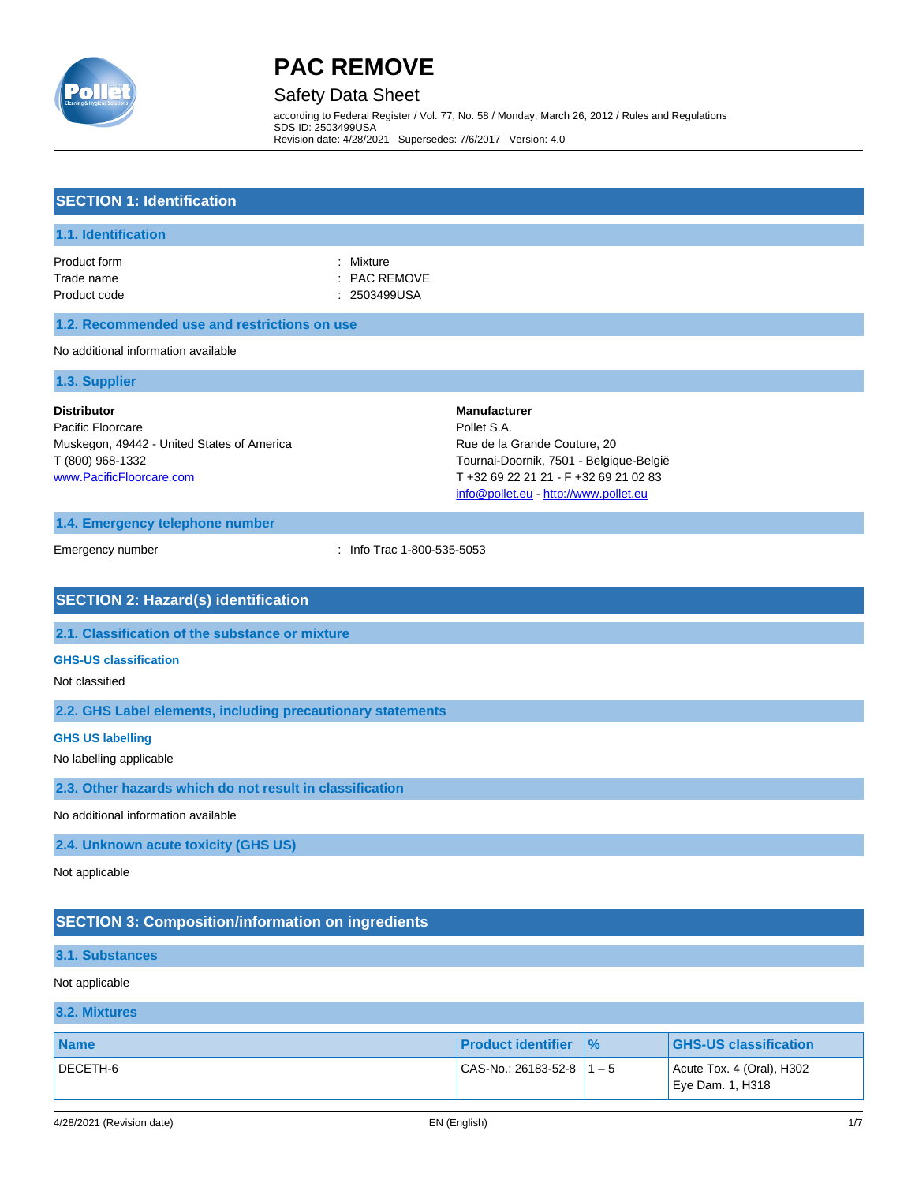# PAC REMOVE

Safety Data Sheet

according to Federal Register / Vol. 77, No. 58 / Monday, March 26, 2012 / Rules and Regulations
SDS ID: 2503499USA
Revision date: 4/28/2021 Supersedes: 7/6/2017 Version: 4.0

## SECTION 1: Identification

### 1.1. Identification

Product form : Mixture
Trade name : PAC REMOVE
Product code : 2503499USA

### 1.2. Recommended use and restrictions on use

No additional information available

### 1.3. Supplier

**Distributor**
Pacific Floorcare
Muskegon, 49442 - United States of America
T (800) 968-1332
www.PacificFloorcare.com

**Manufacturer**
Pollet S.A.
Rue de la Grande Couture, 20
Tournai-Doornik, 7501 - Belgique-België
T +32 69 22 21 21 - F +32 69 21 02 83
info@pollet.eu - http://www.pollet.eu

### 1.4. Emergency telephone number

Emergency number : Info Trac 1-800-535-5053

## SECTION 2: Hazard(s) identification

### 2.1. Classification of the substance or mixture

**GHS-US classification**

Not classified

### 2.2. GHS Label elements, including precautionary statements

**GHS US labelling**

No labelling applicable

### 2.3. Other hazards which do not result in classification

No additional information available

### 2.4. Unknown acute toxicity (GHS US)

Not applicable

## SECTION 3: Composition/information on ingredients

### 3.1. Substances

Not applicable

### 3.2. Mixtures

| Name | Product identifier | % | GHS-US classification |
|---|---|---|---|
| DECETH-6 | CAS-No.: 26183-52-8 | 1 – 5 | Acute Tox. 4 (Oral), H302<br>Eye Dam. 1, H318 |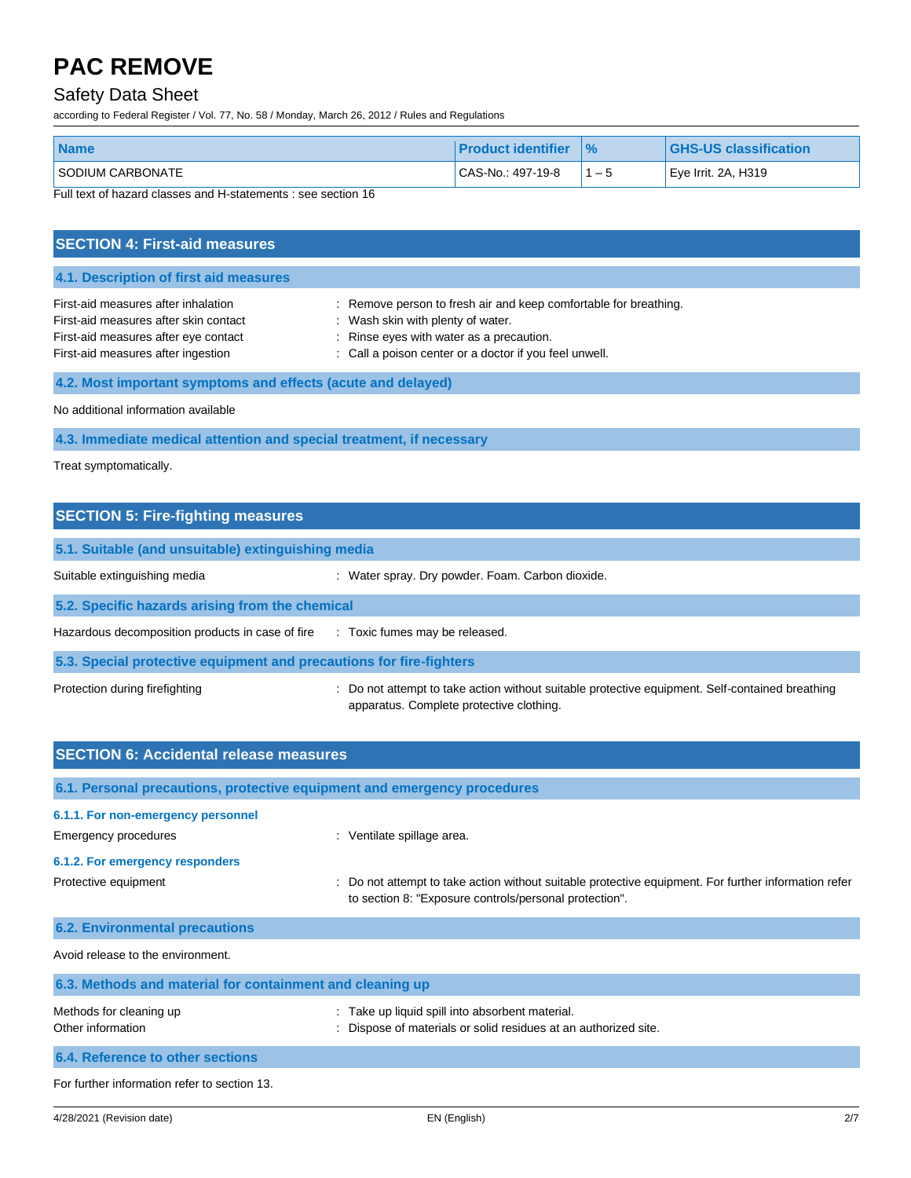| Name | Product identifier | % | GHS-US classification |
|---|---|---|---|
| SODIUM CARBONATE | CAS-No.: 497-19-8 | 1 – 5 | Eye Irrit. 2A, H319 |

Full text of hazard classes and H-statements : see section 16

## SECTION 4: First-aid measures

### 4.1. Description of first aid measures

First-aid measures after inhalation : Remove person to fresh air and keep comfortable for breathing.
First-aid measures after skin contact : Wash skin with plenty of water.
First-aid measures after eye contact : Rinse eyes with water as a precaution.
First-aid measures after ingestion : Call a poison center or a doctor if you feel unwell.

### 4.2. Most important symptoms and effects (acute and delayed)

No additional information available

### 4.3. Immediate medical attention and special treatment, if necessary

Treat symptomatically.

## SECTION 5: Fire-fighting measures

### 5.1. Suitable (and unsuitable) extinguishing media

Suitable extinguishing media : Water spray. Dry powder. Foam. Carbon dioxide.

### 5.2. Specific hazards arising from the chemical

Hazardous decomposition products in case of fire : Toxic fumes may be released.

### 5.3. Special protective equipment and precautions for fire-fighters

Protection during firefighting : Do not attempt to take action without suitable protective equipment. Self-contained breathing apparatus. Complete protective clothing.

## SECTION 6: Accidental release measures

### 6.1. Personal precautions, protective equipment and emergency procedures

#### 6.1.1. For non-emergency personnel

Emergency procedures : Ventilate spillage area.

#### 6.1.2. For emergency responders

Protective equipment : Do not attempt to take action without suitable protective equipment. For further information refer to section 8: "Exposure controls/personal protection".

### 6.2. Environmental precautions

Avoid release to the environment.

### 6.3. Methods and material for containment and cleaning up

Methods for cleaning up : Take up liquid spill into absorbent material.
Other information : Dispose of materials or solid residues at an authorized site.

### 6.4. Reference to other sections

For further information refer to section 13.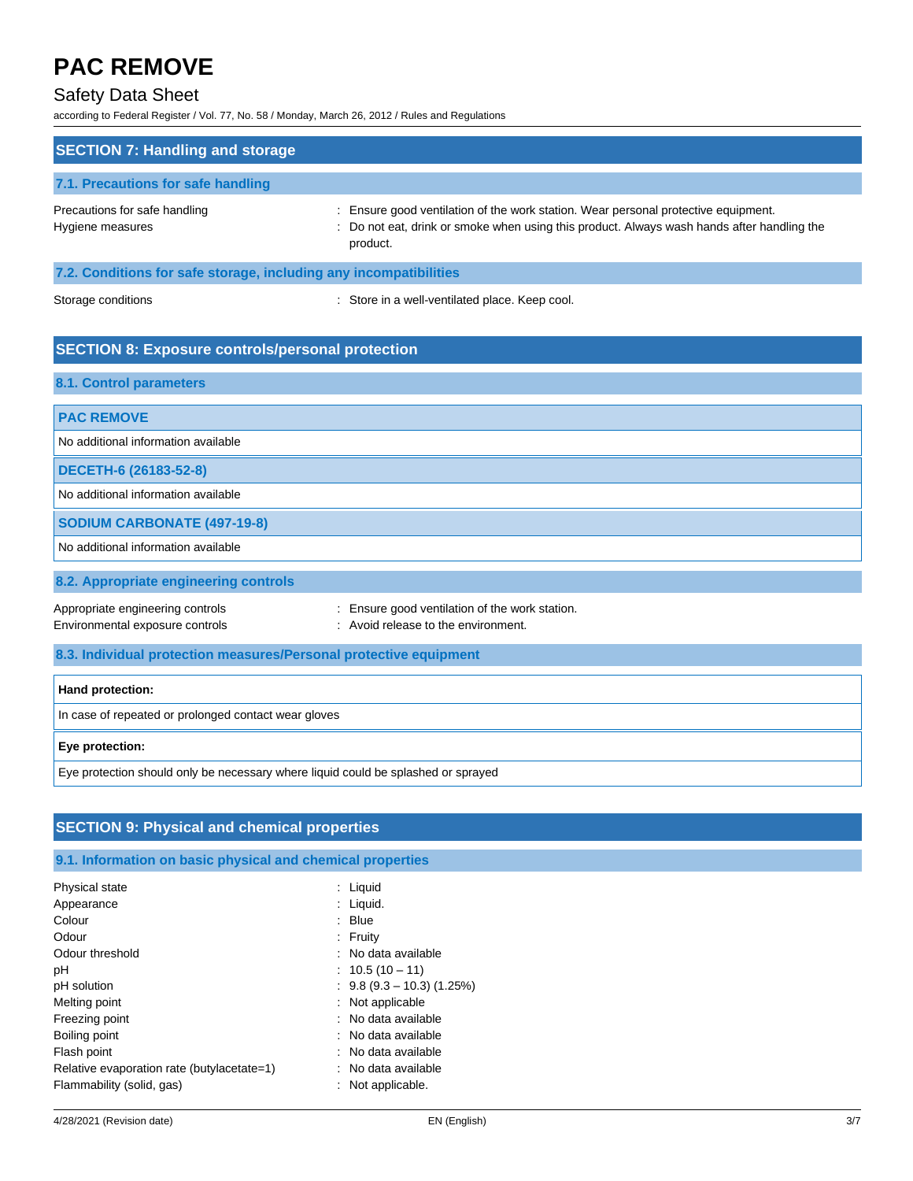## SECTION 7: Handling and storage

### 7.1. Precautions for safe handling

Precautions for safe handling : Ensure good ventilation of the work station. Wear personal protective equipment.

Hygiene measures : Do not eat, drink or smoke when using this product. Always wash hands after handling the product.

### 7.2. Conditions for safe storage, including any incompatibilities

Storage conditions : Store in a well-ventilated place. Keep cool.

## SECTION 8: Exposure controls/personal protection

### 8.1. Control parameters

| PAC REMOVE |
|---|
| No additional information available |

| DECETH-6 (26183-52-8) |
|---|
| No additional information available |

| SODIUM CARBONATE (497-19-8) |
|---|
| No additional information available |

### 8.2. Appropriate engineering controls

Appropriate engineering controls : Ensure good ventilation of the work station.

Environmental exposure controls : Avoid release to the environment.

### 8.3. Individual protection measures/Personal protective equipment

| Hand protection: |
|---|
| In case of repeated or prolonged contact wear gloves |

| Eye protection: |
|---|
| Eye protection should only be necessary where liquid could be splashed or sprayed |

## SECTION 9: Physical and chemical properties

### 9.1. Information on basic physical and chemical properties

Physical state : Liquid

Appearance : Liquid.

Colour : Blue

Odour : Fruity

Odour threshold : No data available

pH : 10.5 (10 – 11)

pH solution : 9.8 (9.3 – 10.3) (1.25%)

Melting point : Not applicable

Freezing point : No data available

Boiling point : No data available

Flash point : No data available

Relative evaporation rate (butylacetate=1) : No data available

Flammability (solid, gas) : Not applicable.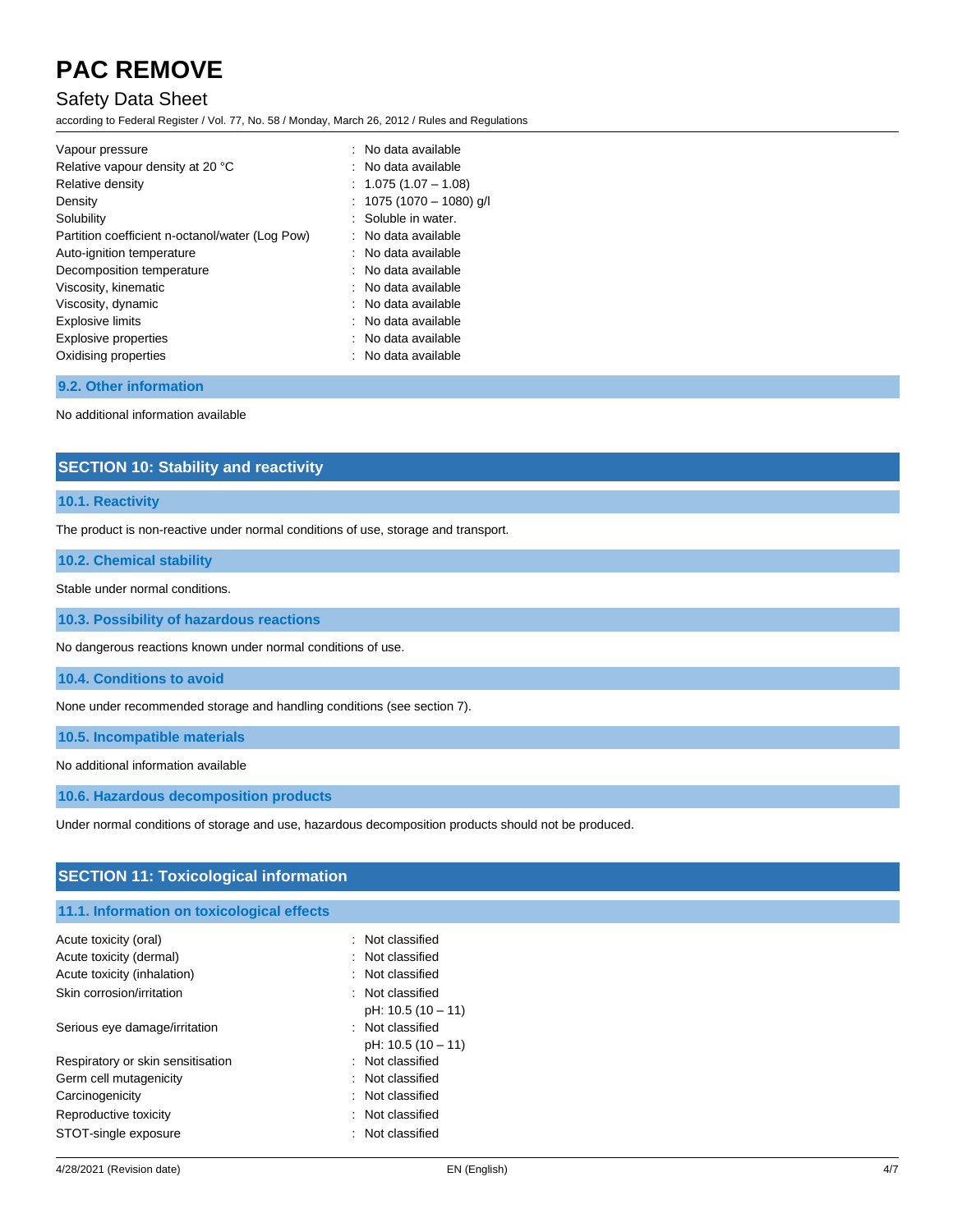| | |
|---|---|
| Vapour pressure | : No data available |
| Relative vapour density at 20 °C | : No data available |
| Relative density | : 1.075 (1.07 – 1.08) |
| Density | : 1075 (1070 – 1080) g/l |
| Solubility | : Soluble in water. |
| Partition coefficient n-octanol/water (Log Pow) | : No data available |
| Auto-ignition temperature | : No data available |
| Decomposition temperature | : No data available |
| Viscosity, kinematic | : No data available |
| Viscosity, dynamic | : No data available |
| Explosive limits | : No data available |
| Explosive properties | : No data available |
| Oxidising properties | : No data available |

### 9.2. Other information

No additional information available

## SECTION 10: Stability and reactivity

### 10.1. Reactivity

The product is non-reactive under normal conditions of use, storage and transport.

### 10.2. Chemical stability

Stable under normal conditions.

### 10.3. Possibility of hazardous reactions

No dangerous reactions known under normal conditions of use.

### 10.4. Conditions to avoid

None under recommended storage and handling conditions (see section 7).

### 10.5. Incompatible materials

No additional information available

### 10.6. Hazardous decomposition products

Under normal conditions of storage and use, hazardous decomposition products should not be produced.

## SECTION 11: Toxicological information

### 11.1. Information on toxicological effects

| | |
|---|---|
| Acute toxicity (oral) | : Not classified |
| Acute toxicity (dermal) | : Not classified |
| Acute toxicity (inhalation) | : Not classified |
| Skin corrosion/irritation | : Not classified<br>pH: 10.5 (10 – 11) |
| Serious eye damage/irritation | : Not classified<br>pH: 10.5 (10 – 11) |
| Respiratory or skin sensitisation | : Not classified |
| Germ cell mutagenicity | : Not classified |
| Carcinogenicity | : Not classified |
| Reproductive toxicity | : Not classified |
| STOT-single exposure | : Not classified |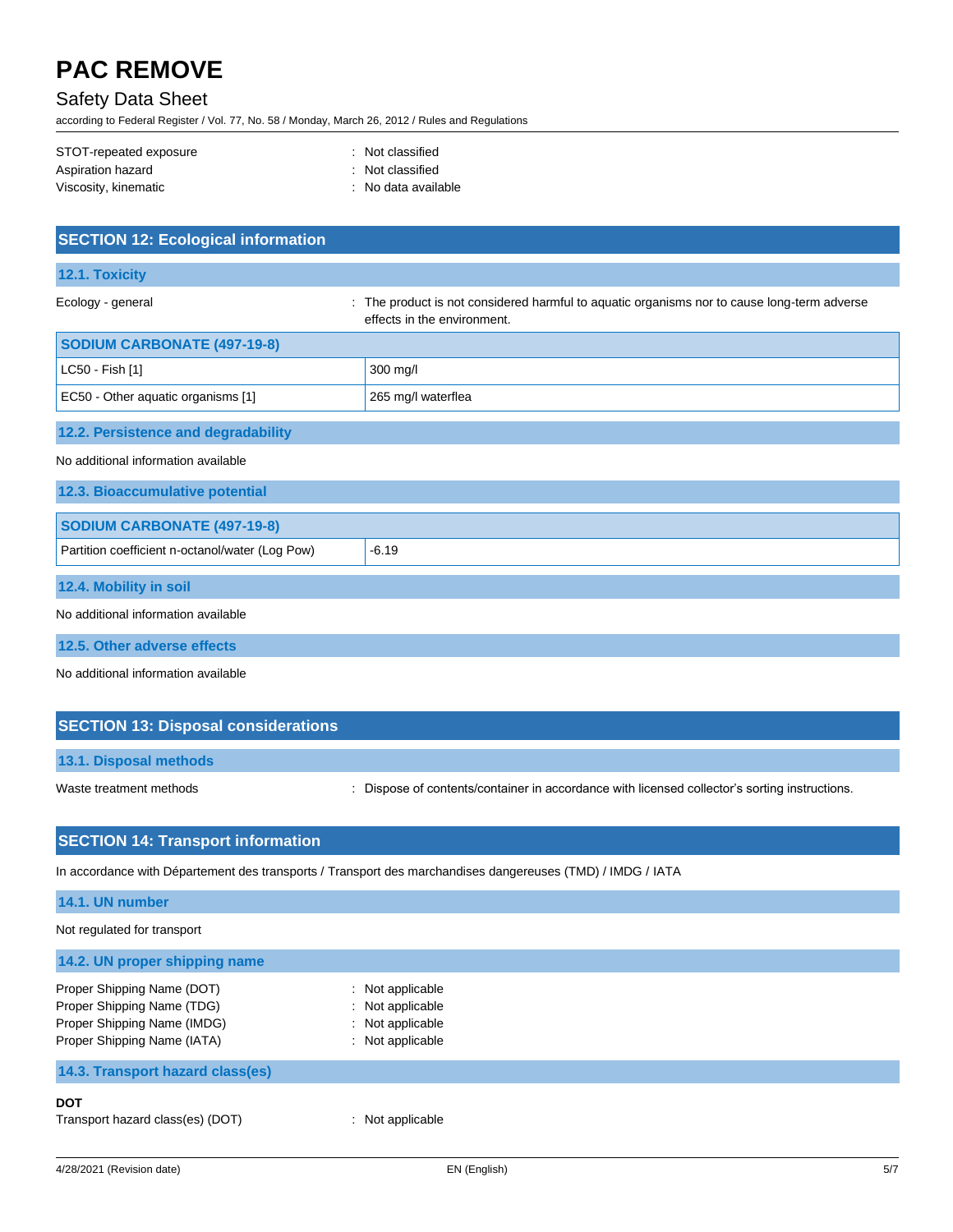STOT-repeated exposure : Not classified
Aspiration hazard : Not classified
Viscosity, kinematic : No data available

## SECTION 12: Ecological information

### 12.1. Toxicity

Ecology - general : The product is not considered harmful to aquatic organisms nor to cause long-term adverse effects in the environment.

| SODIUM CARBONATE (497-19-8) | |
|---|---|
| LC50 - Fish [1] | 300 mg/l |
| EC50 - Other aquatic organisms [1] | 265 mg/l waterflea |

### 12.2. Persistence and degradability

No additional information available

### 12.3. Bioaccumulative potential

| SODIUM CARBONATE (497-19-8) | |
|---|---|
| Partition coefficient n-octanol/water (Log Pow) | -6.19 |

### 12.4. Mobility in soil

No additional information available

### 12.5. Other adverse effects

No additional information available

## SECTION 13: Disposal considerations

### 13.1. Disposal methods

Waste treatment methods : Dispose of contents/container in accordance with licensed collector's sorting instructions.

## SECTION 14: Transport information

In accordance with Département des transports / Transport des marchandises dangereuses (TMD) / IMDG / IATA

### 14.1. UN number

Not regulated for transport

### 14.2. UN proper shipping name

Proper Shipping Name (DOT) : Not applicable
Proper Shipping Name (TDG) : Not applicable
Proper Shipping Name (IMDG) : Not applicable
Proper Shipping Name (IATA) : Not applicable

### 14.3. Transport hazard class(es)

**DOT**

Transport hazard class(es) (DOT) : Not applicable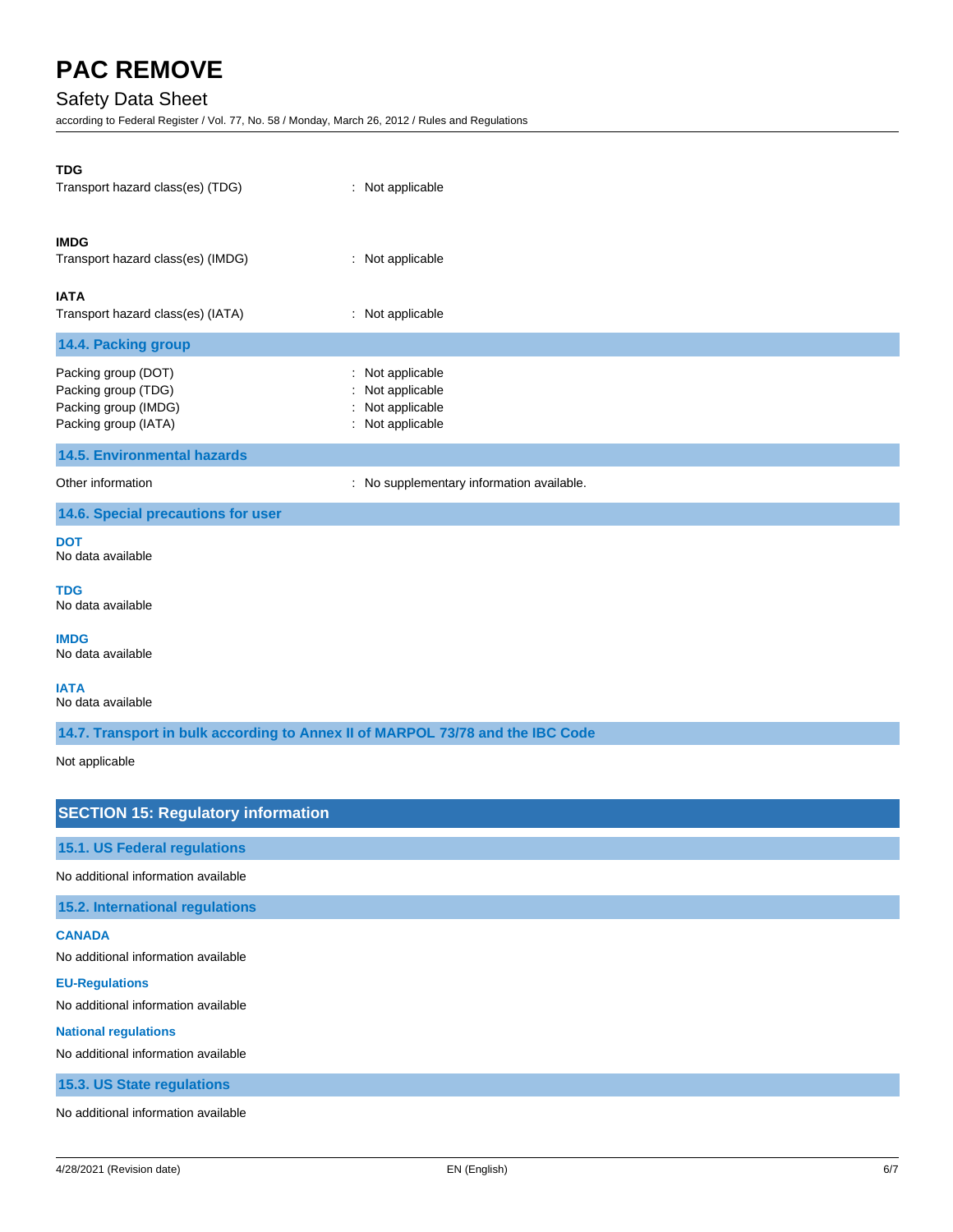**TDG**

Transport hazard class(es) (TDG) : Not applicable

**IMDG**

Transport hazard class(es) (IMDG) : Not applicable

**IATA**

Transport hazard class(es) (IATA) : Not applicable

### 14.4. Packing group

Packing group (DOT) : Not applicable
Packing group (TDG) : Not applicable
Packing group (IMDG) : Not applicable
Packing group (IATA) : Not applicable

### 14.5. Environmental hazards

Other information : No supplementary information available.

### 14.6. Special precautions for user

**DOT**

No data available

**TDG**

No data available

**IMDG**

No data available

**IATA**

No data available

### 14.7. Transport in bulk according to Annex II of MARPOL 73/78 and the IBC Code

Not applicable

## SECTION 15: Regulatory information

### 15.1. US Federal regulations

No additional information available

### 15.2. International regulations

**CANADA**

No additional information available

**EU-Regulations**

No additional information available

**National regulations**

No additional information available

### 15.3. US State regulations

No additional information available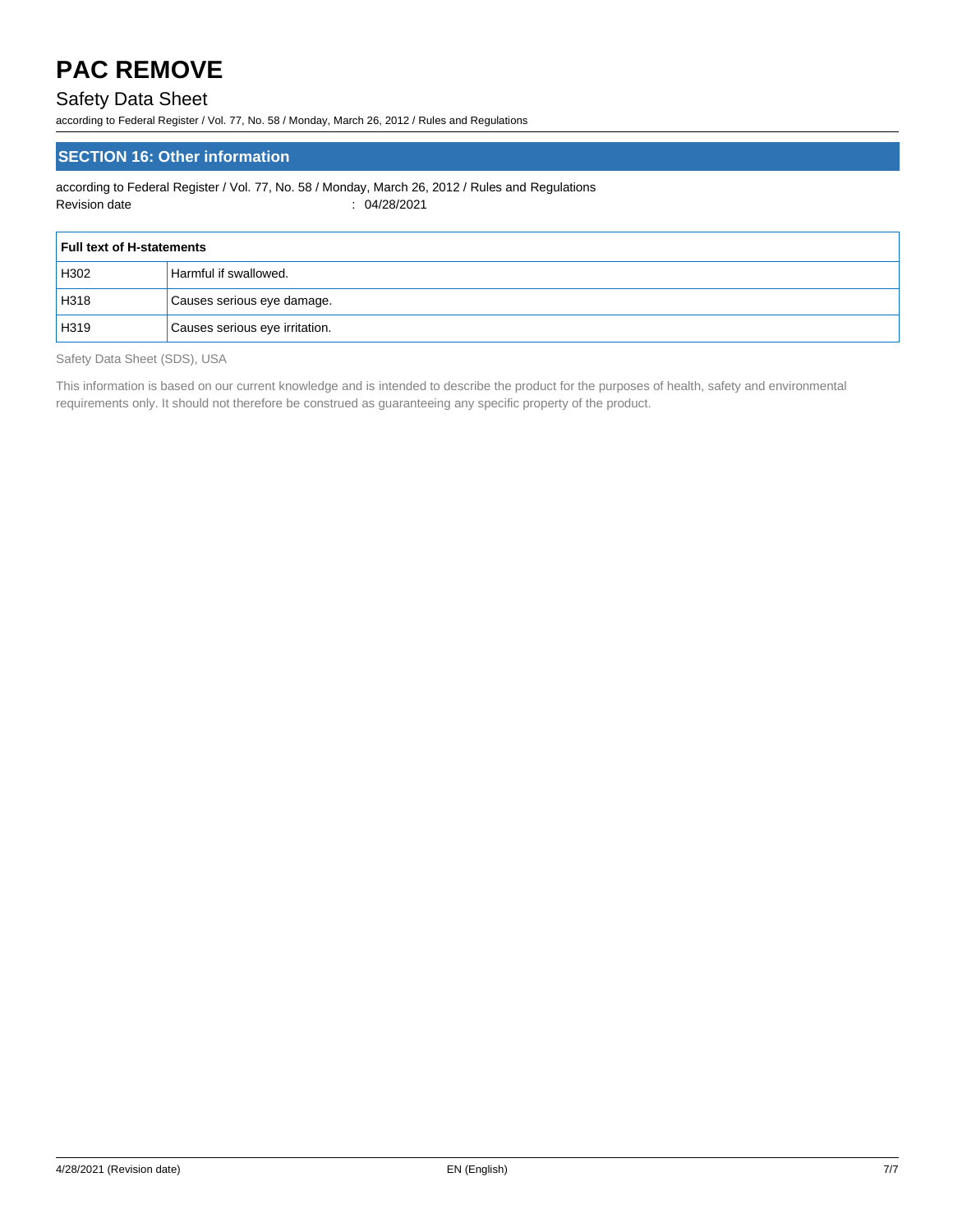## SECTION 16: Other information

according to Federal Register / Vol. 77, No. 58 / Monday, March 26, 2012 / Rules and Regulations

Revision date : 04/28/2021

| Full text of H-statements | |
|---|---|
| H302 | Harmful if swallowed. |
| H318 | Causes serious eye damage. |
| H319 | Causes serious eye irritation. |

Safety Data Sheet (SDS), USA

This information is based on our current knowledge and is intended to describe the product for the purposes of health, safety and environmental requirements only. It should not therefore be construed as guaranteeing any specific property of the product.